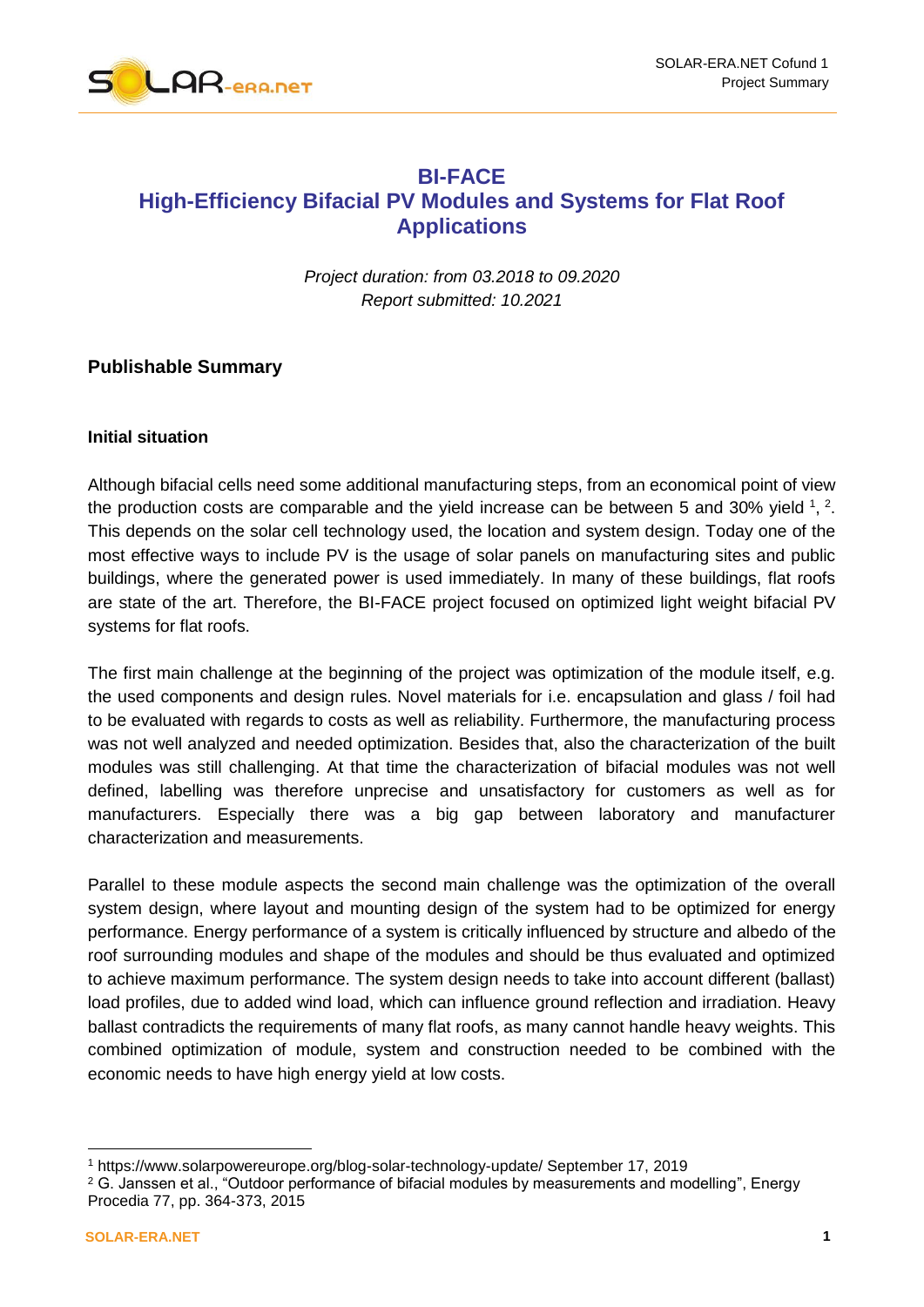# BI-FACE
# High-Efficiency Bifacial PV Modules and Systems for Flat Roof Applications

*Project duration: from 03.2018 to 09.2020*
*Report submitted: 10.2021*

## Publishable Summary

### Initial situation

Although bifacial cells need some additional manufacturing steps, from an economical point of view the production costs are comparable and the yield increase can be between 5 and 30% yield [1], [2]. This depends on the solar cell technology used, the location and system design. Today one of the most effective ways to include PV is the usage of solar panels on manufacturing sites and public buildings, where the generated power is used immediately. In many of these buildings, flat roofs are state of the art. Therefore, the BI-FACE project focused on optimized light weight bifacial PV systems for flat roofs.

The first main challenge at the beginning of the project was optimization of the module itself, e.g. the used components and design rules. Novel materials for i.e. encapsulation and glass / foil had to be evaluated with regards to costs as well as reliability. Furthermore, the manufacturing process was not well analyzed and needed optimization. Besides that, also the characterization of the built modules was still challenging. At that time the characterization of bifacial modules was not well defined, labelling was therefore unprecise and unsatisfactory for customers as well as for manufacturers. Especially there was a big gap between laboratory and manufacturer characterization and measurements.

Parallel to these module aspects the second main challenge was the optimization of the overall system design, where layout and mounting design of the system had to be optimized for energy performance. Energy performance of a system is critically influenced by structure and albedo of the roof surrounding modules and shape of the modules and should be thus evaluated and optimized to achieve maximum performance. The system design needs to take into account different (ballast) load profiles, due to added wind load, which can influence ground reflection and irradiation. Heavy ballast contradicts the requirements of many flat roofs, as many cannot handle heavy weights. This combined optimization of module, system and construction needed to be combined with the economic needs to have high energy yield at low costs.

---

[1] https://www.solarpowereurope.org/blog-solar-technology-update/ September 17, 2019

[2] G. Janssen et al., "Outdoor performance of bifacial modules by measurements and modelling", Energy Procedia 77, pp. 364-373, 2015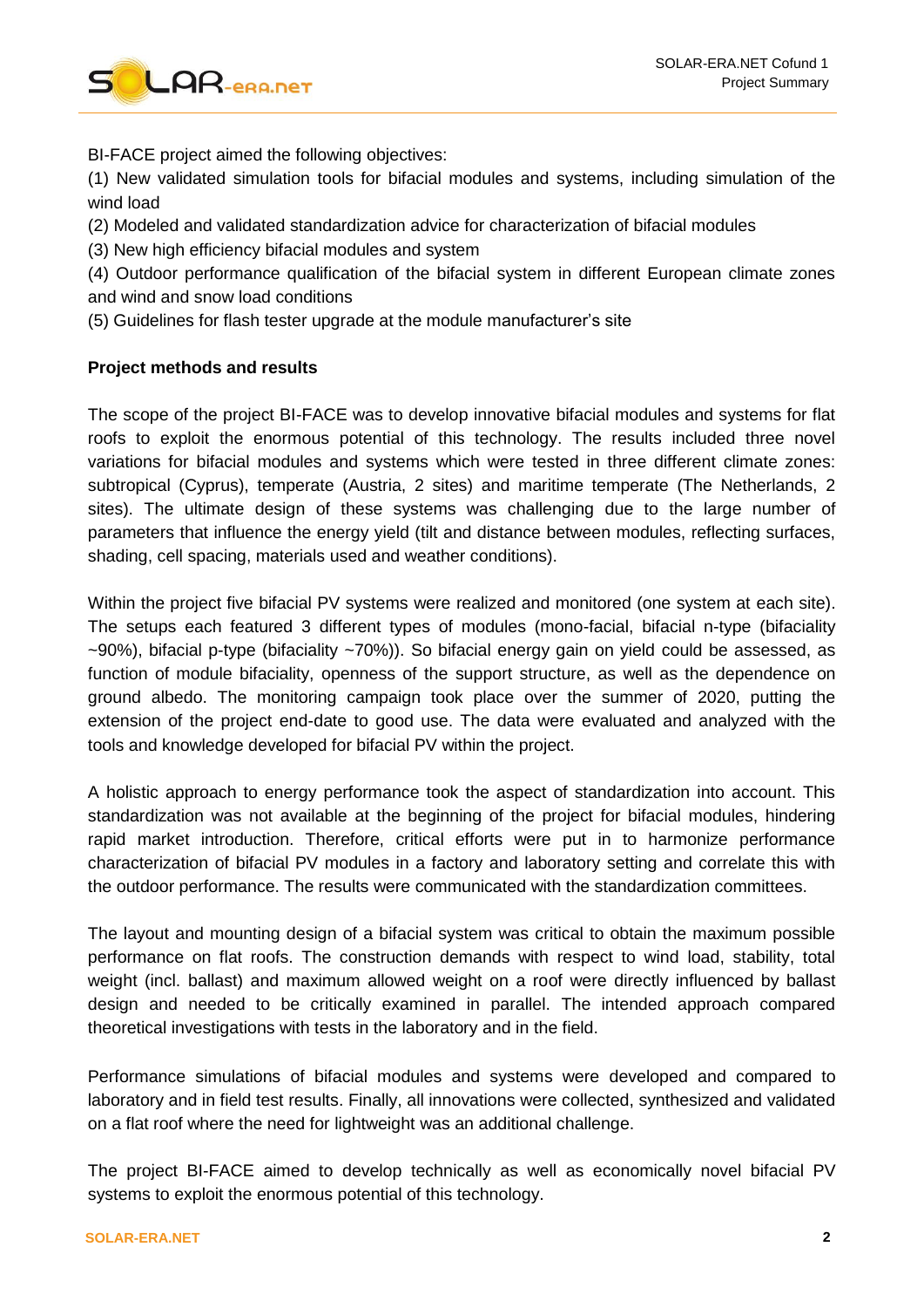BI-FACE project aimed the following objectives:

(1) New validated simulation tools for bifacial modules and systems, including simulation of the wind load

(2) Modeled and validated standardization advice for characterization of bifacial modules

(3) New high efficiency bifacial modules and system

(4) Outdoor performance qualification of the bifacial system in different European climate zones and wind and snow load conditions

(5) Guidelines for flash tester upgrade at the module manufacturer's site

**Project methods and results**

The scope of the project BI-FACE was to develop innovative bifacial modules and systems for flat roofs to exploit the enormous potential of this technology. The results included three novel variations for bifacial modules and systems which were tested in three different climate zones: subtropical (Cyprus), temperate (Austria, 2 sites) and maritime temperate (The Netherlands, 2 sites). The ultimate design of these systems was challenging due to the large number of parameters that influence the energy yield (tilt and distance between modules, reflecting surfaces, shading, cell spacing, materials used and weather conditions).

Within the project five bifacial PV systems were realized and monitored (one system at each site). The setups each featured 3 different types of modules (mono-facial, bifacial n-type (bifaciality ~90%), bifacial p-type (bifaciality ~70%)). So bifacial energy gain on yield could be assessed, as function of module bifaciality, openness of the support structure, as well as the dependence on ground albedo. The monitoring campaign took place over the summer of 2020, putting the extension of the project end-date to good use. The data were evaluated and analyzed with the tools and knowledge developed for bifacial PV within the project.

A holistic approach to energy performance took the aspect of standardization into account. This standardization was not available at the beginning of the project for bifacial modules, hindering rapid market introduction. Therefore, critical efforts were put in to harmonize performance characterization of bifacial PV modules in a factory and laboratory setting and correlate this with the outdoor performance. The results were communicated with the standardization committees.

The layout and mounting design of a bifacial system was critical to obtain the maximum possible performance on flat roofs. The construction demands with respect to wind load, stability, total weight (incl. ballast) and maximum allowed weight on a roof were directly influenced by ballast design and needed to be critically examined in parallel. The intended approach compared theoretical investigations with tests in the laboratory and in the field.

Performance simulations of bifacial modules and systems were developed and compared to laboratory and in field test results. Finally, all innovations were collected, synthesized and validated on a flat roof where the need for lightweight was an additional challenge.

The project BI-FACE aimed to develop technically as well as economically novel bifacial PV systems to exploit the enormous potential of this technology.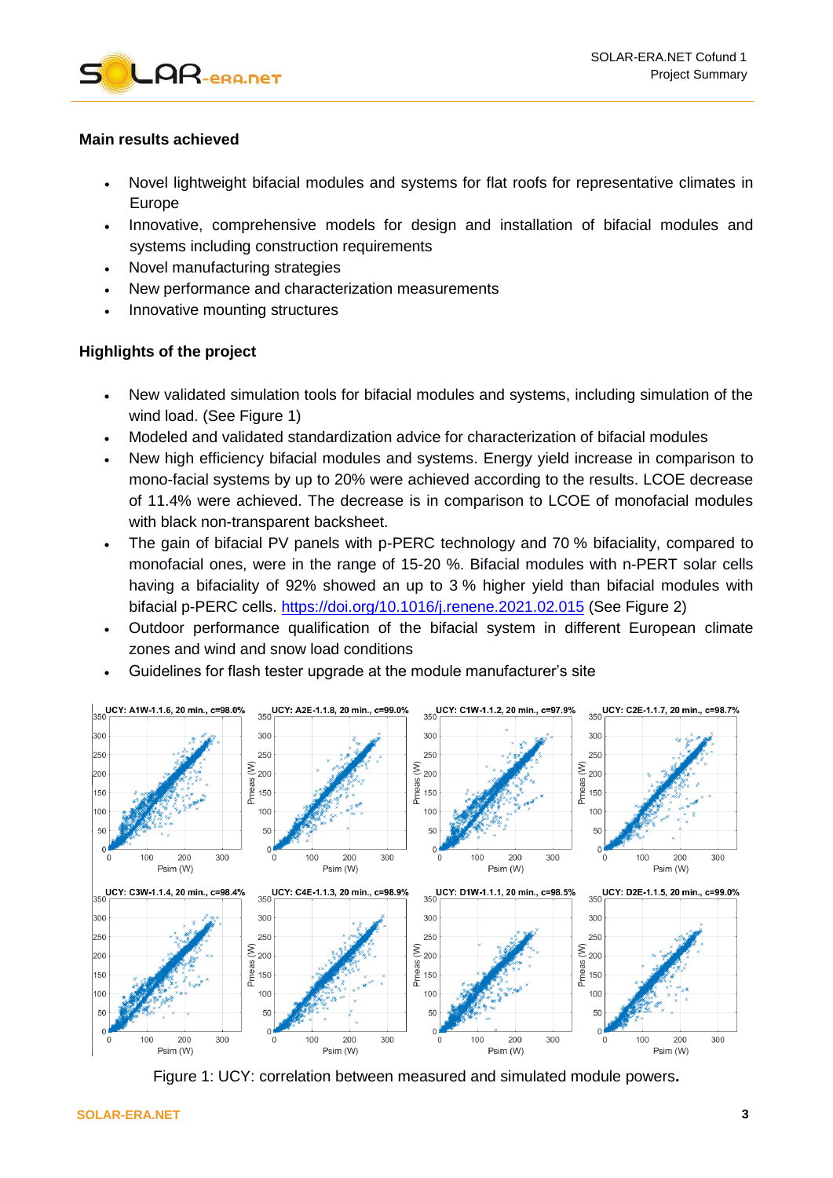**Main results achieved**

- Novel lightweight bifacial modules and systems for flat roofs for representative climates in Europe
- Innovative, comprehensive models for design and installation of bifacial modules and systems including construction requirements
- Novel manufacturing strategies
- New performance and characterization measurements
- Innovative mounting structures

**Highlights of the project**

- New validated simulation tools for bifacial modules and systems, including simulation of the wind load. (See Figure 1)
- Modeled and validated standardization advice for characterization of bifacial modules
- New high efficiency bifacial modules and systems. Energy yield increase in comparison to mono-facial systems by up to 20% were achieved according to the results. LCOE decrease of 11.4% were achieved. The decrease is in comparison to LCOE of monofacial modules with black non-transparent backsheet.
- The gain of bifacial PV panels with p-PERC technology and 70 % bifaciality, compared to monofacial ones, were in the range of 15-20 %. Bifacial modules with n-PERT solar cells having a bifaciality of 92% showed an up to 3 % higher yield than bifacial modules with bifacial p-PERC cells. https://doi.org/10.1016/j.renene.2021.02.015 (See Figure 2)
- Outdoor performance qualification of the bifacial system in different European climate zones and wind and snow load conditions
- Guidelines for flash tester upgrade at the module manufacturer's site

Figure 1: UCY: correlation between measured and simulated module powers.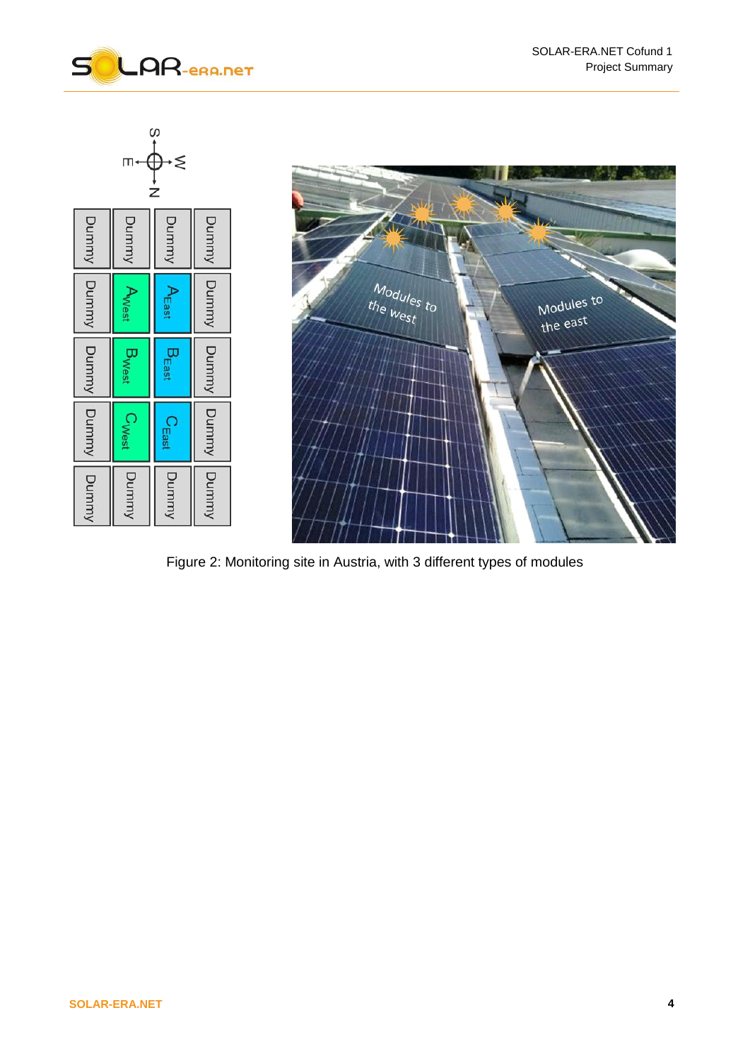Figure 2: Monitoring site in Austria, with 3 different types of modules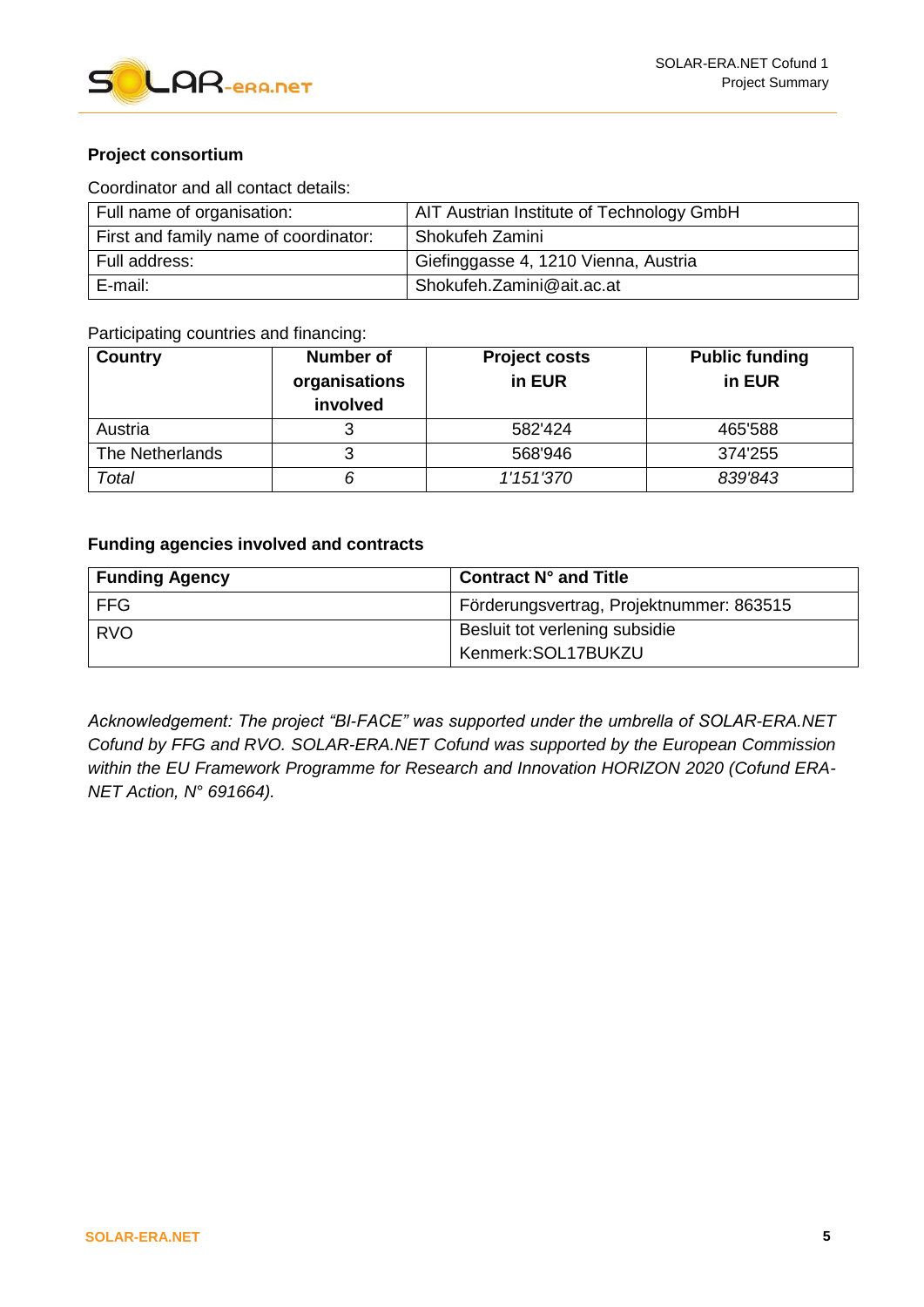**Project consortium**

Coordinator and all contact details:

| | |
|---|---|
| Full name of organisation: | AIT Austrian Institute of Technology GmbH |
| First and family name of coordinator: | Shokufeh Zamini |
| Full address: | Giefinggasse 4, 1210 Vienna, Austria |
| E-mail: | Shokufeh.Zamini@ait.ac.at |

Participating countries and financing:

| Country | Number of organisations involved | Project costs in EUR | Public funding in EUR |
|---|---|---|---|
| Austria | 3 | 582'424 | 465'588 |
| The Netherlands | 3 | 568'946 | 374'255 |
| *Total* | *6* | *1'151'370* | *839'843* |

**Funding agencies involved and contracts**

| Funding Agency | Contract N° and Title |
|---|---|
| FFG | Förderungsvertrag, Projektnummer: 863515 |
| RVO | Besluit tot verlening subsidie Kenmerk:SOL17BUKZU |

*Acknowledgement: The project "BI-FACE" was supported under the umbrella of SOLAR-ERA.NET Cofund by FFG and RVO. SOLAR-ERA.NET Cofund was supported by the European Commission within the EU Framework Programme for Research and Innovation HORIZON 2020 (Cofund ERA-NET Action, N° 691664).*